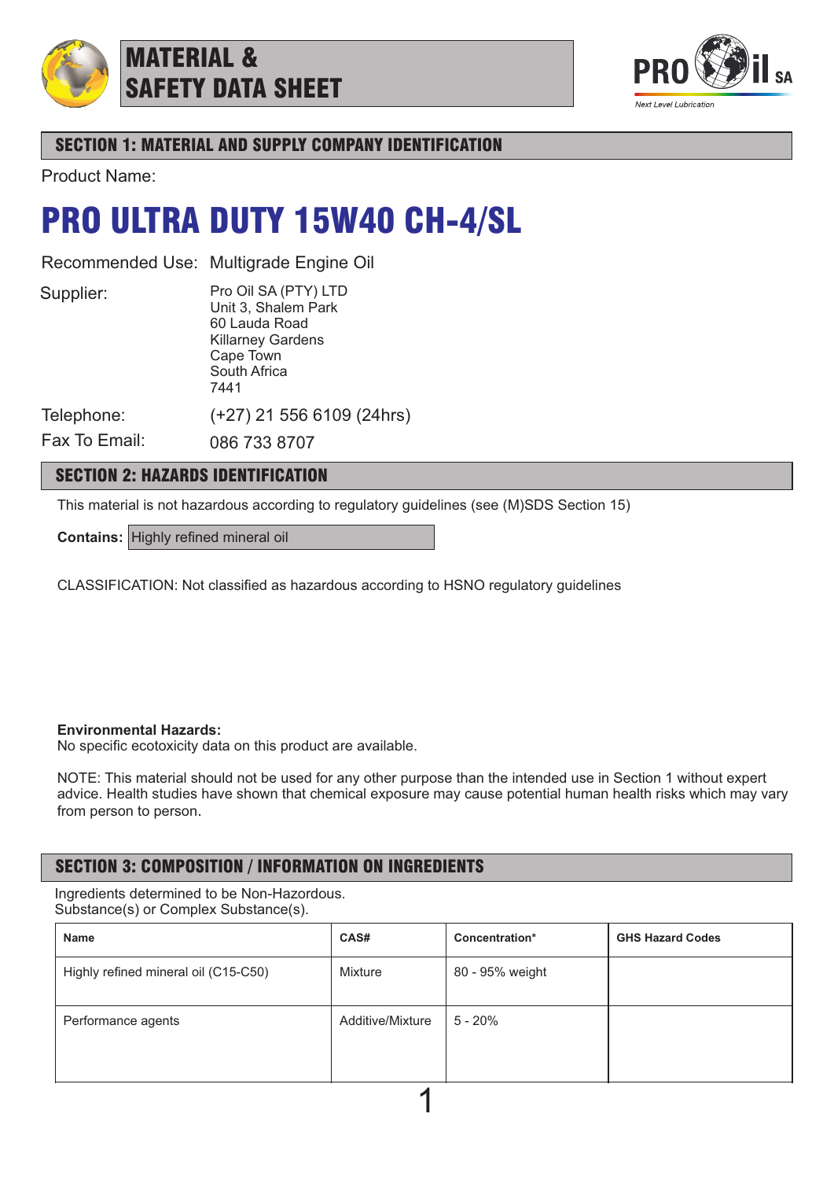# MATERIAL & SAFETY DATA SHEET

PRO oil SA

*Next Level Lubrication*

## SECTION 1: MATERIAL AND SUPPLY COMPANY IDENTIFICATION

Product Name:

# PRO ULTRA DUTY 15W40 CH-4/SL

Recommended Use: Multigrade Engine Oil

Supplier: Pro Oil SA (PTY) LTD
Unit 3, Shalem Park
60 Lauda Road
Killarney Gardens
Cape Town
South Africa
7441

Telephone: (+27) 21 556 6109 (24hrs)

Fax To Email: 086 733 8707

## SECTION 2: HAZARDS IDENTIFICATION

This material is not hazardous according to regulatory guidelines (see (M)SDS Section 15)

**Contains:** Highly refined mineral oil

CLASSIFICATION: Not classified as hazardous according to HSNO regulatory guidelines

**Environmental Hazards:**
No specific ecotoxicity data on this product are available.

NOTE: This material should not be used for any other purpose than the intended use in Section 1 without expert advice. Health studies have shown that chemical exposure may cause potential human health risks which may vary from person to person.

## SECTION 3: COMPOSITION / INFORMATION ON INGREDIENTS

Ingredients determined to be Non-Hazordous.
Substance(s) or Complex Substance(s).

| Name | CAS# | Concentration* | GHS Hazard Codes |
|---|---|---|---|
| Highly refined mineral oil (C15-C50) | Mixture | 80 - 95% weight | |
| Performance agents | Additive/Mixture | 5 - 20% | |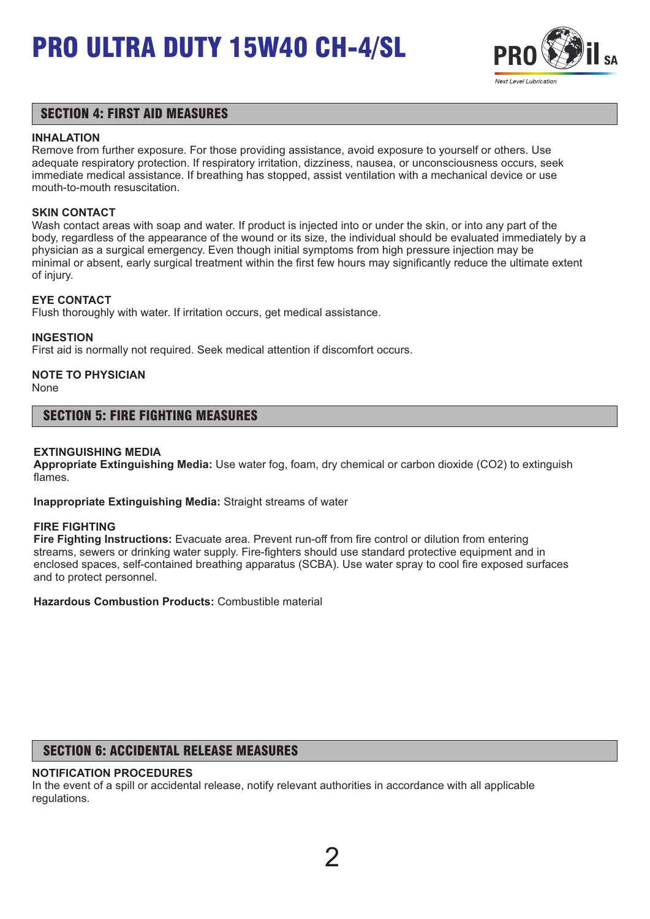# PRO ULTRA DUTY 15W40 CH-4/SL

## SECTION 4: FIRST AID MEASURES

**INHALATION**
Remove from further exposure. For those providing assistance, avoid exposure to yourself or others. Use adequate respiratory protection. If respiratory irritation, dizziness, nausea, or unconsciousness occurs, seek immediate medical assistance. If breathing has stopped, assist ventilation with a mechanical device or use mouth-to-mouth resuscitation.

**SKIN CONTACT**
Wash contact areas with soap and water. If product is injected into or under the skin, or into any part of the body, regardless of the appearance of the wound or its size, the individual should be evaluated immediately by a physician as a surgical emergency. Even though initial symptoms from high pressure injection may be minimal or absent, early surgical treatment within the first few hours may significantly reduce the ultimate extent of injury.

**EYE CONTACT**
Flush thoroughly with water. If irritation occurs, get medical assistance.

**INGESTION**
First aid is normally not required. Seek medical attention if discomfort occurs.

**NOTE TO PHYSICIAN**
None

## SECTION 5: FIRE FIGHTING MEASURES

**EXTINGUISHING MEDIA**
**Appropriate Extinguishing Media:** Use water fog, foam, dry chemical or carbon dioxide ($CO_2$) to extinguish flames.

**Inappropriate Extinguishing Media:** Straight streams of water

**FIRE FIGHTING**
**Fire Fighting Instructions:** Evacuate area. Prevent run-off from fire control or dilution from entering streams, sewers or drinking water supply. Fire-fighters should use standard protective equipment and in enclosed spaces, self-contained breathing apparatus (SCBA). Use water spray to cool fire exposed surfaces and to protect personnel.

**Hazardous Combustion Products:** Combustible material

## SECTION 6: ACCIDENTAL RELEASE MEASURES

**NOTIFICATION PROCEDURES**
In the event of a spill or accidental release, notify relevant authorities in accordance with all applicable regulations.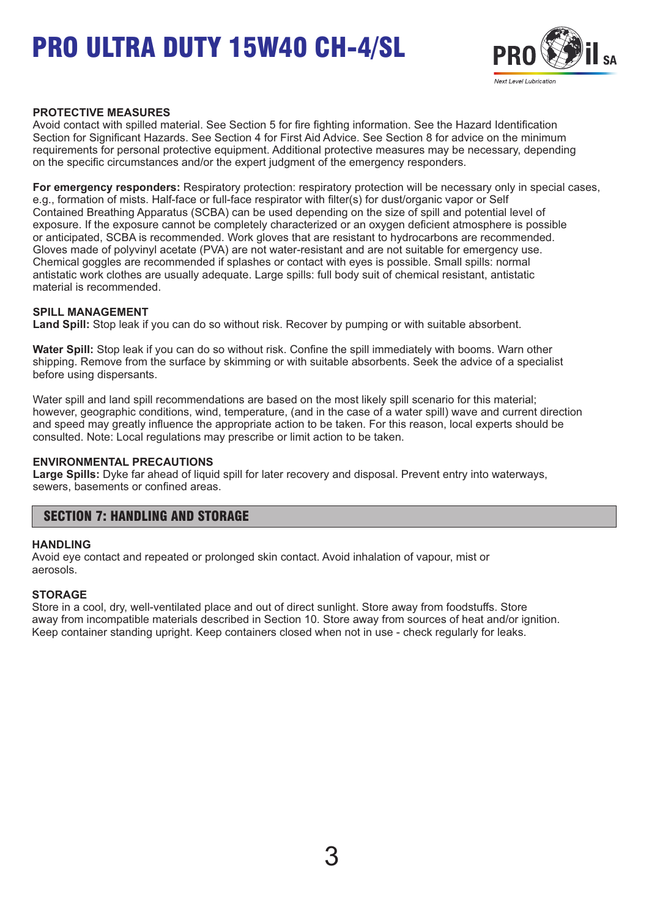### PROTECTIVE MEASURES

Avoid contact with spilled material. See Section 5 for fire fighting information. See the Hazard Identification Section for Significant Hazards. See Section 4 for First Aid Advice. See Section 8 for advice on the minimum requirements for personal protective equipment. Additional protective measures may be necessary, depending on the specific circumstances and/or the expert judgment of the emergency responders.

**For emergency responders:** Respiratory protection: respiratory protection will be necessary only in special cases, e.g., formation of mists. Half-face or full-face respirator with filter(s) for dust/organic vapor or Self Contained Breathing Apparatus (SCBA) can be used depending on the size of spill and potential level of exposure. If the exposure cannot be completely characterized or an oxygen deficient atmosphere is possible or anticipated, SCBA is recommended. Work gloves that are resistant to hydrocarbons are recommended. Gloves made of polyvinyl acetate (PVA) are not water-resistant and are not suitable for emergency use. Chemical goggles are recommended if splashes or contact with eyes is possible. Small spills: normal antistatic work clothes are usually adequate. Large spills: full body suit of chemical resistant, antistatic material is recommended.

### SPILL MANAGEMENT

**Land Spill:** Stop leak if you can do so without risk. Recover by pumping or with suitable absorbent.

**Water Spill:** Stop leak if you can do so without risk. Confine the spill immediately with booms. Warn other shipping. Remove from the surface by skimming or with suitable absorbents. Seek the advice of a specialist before using dispersants.

Water spill and land spill recommendations are based on the most likely spill scenario for this material; however, geographic conditions, wind, temperature, (and in the case of a water spill) wave and current direction and speed may greatly influence the appropriate action to be taken. For this reason, local experts should be consulted. Note: Local regulations may prescribe or limit action to be taken.

### ENVIRONMENTAL PRECAUTIONS

**Large Spills:** Dyke far ahead of liquid spill for later recovery and disposal. Prevent entry into waterways, sewers, basements or confined areas.

## SECTION 7: HANDLING AND STORAGE

### HANDLING

Avoid eye contact and repeated or prolonged skin contact. Avoid inhalation of vapour, mist or aerosols.

### STORAGE

Store in a cool, dry, well-ventilated place and out of direct sunlight. Store away from foodstuffs. Store away from incompatible materials described in Section 10. Store away from sources of heat and/or ignition. Keep container standing upright. Keep containers closed when not in use - check regularly for leaks.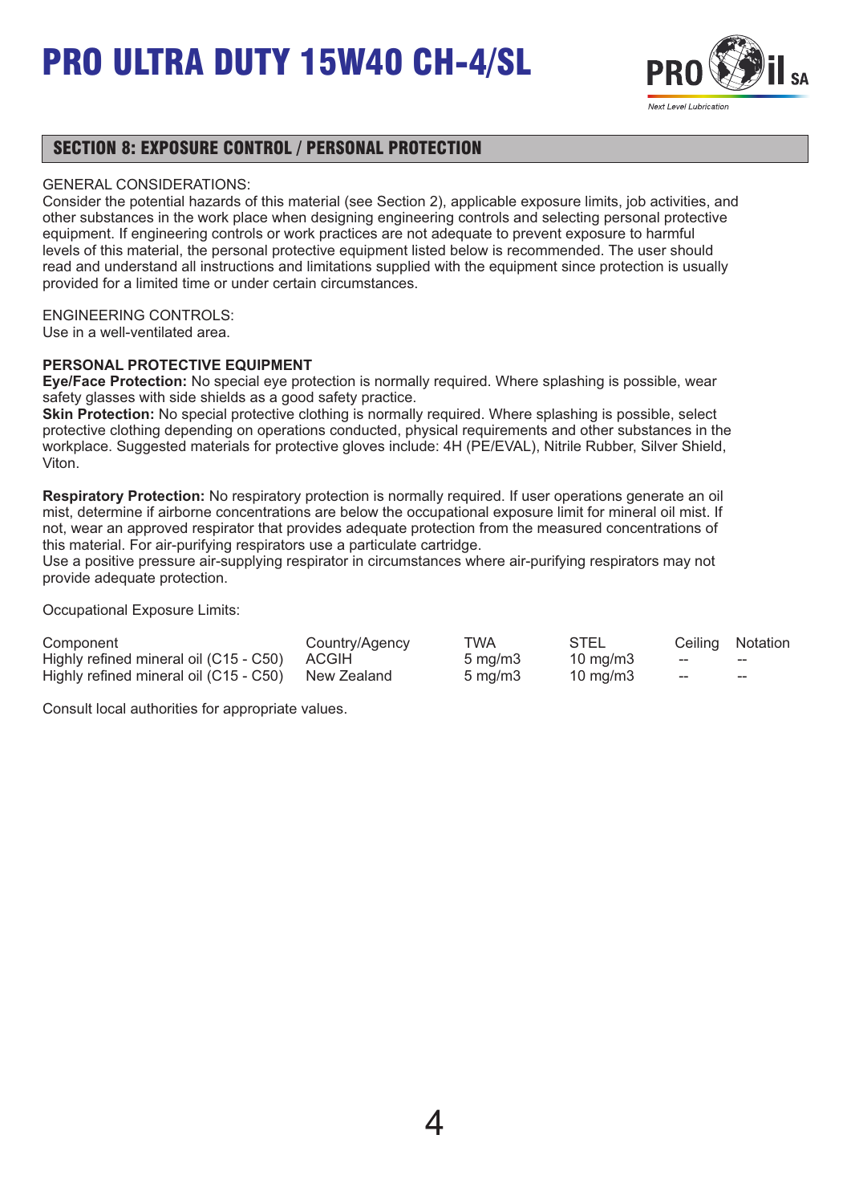## SECTION 8: EXPOSURE CONTROL / PERSONAL PROTECTION

GENERAL CONSIDERATIONS:
Consider the potential hazards of this material (see Section 2), applicable exposure limits, job activities, and other substances in the work place when designing engineering controls and selecting personal protective equipment. If engineering controls or work practices are not adequate to prevent exposure to harmful levels of this material, the personal protective equipment listed below is recommended. The user should read and understand all instructions and limitations supplied with the equipment since protection is usually provided for a limited time or under certain circumstances.

ENGINEERING CONTROLS:
Use in a well-ventilated area.

**PERSONAL PROTECTIVE EQUIPMENT**

**Eye/Face Protection:** No special eye protection is normally required. Where splashing is possible, wear safety glasses with side shields as a good safety practice.

**Skin Protection:** No special protective clothing is normally required. Where splashing is possible, select protective clothing depending on operations conducted, physical requirements and other substances in the workplace. Suggested materials for protective gloves include: 4H (PE/EVAL), Nitrile Rubber, Silver Shield, Viton.

**Respiratory Protection:** No respiratory protection is normally required. If user operations generate an oil mist, determine if airborne concentrations are below the occupational exposure limit for mineral oil mist. If not, wear an approved respirator that provides adequate protection from the measured concentrations of this material. For air-purifying respirators use a particulate cartridge.
Use a positive pressure air-supplying respirator in circumstances where air-purifying respirators may not provide adequate protection.

Occupational Exposure Limits:

| Component | Country/Agency | TWA | STEL | Ceiling | Notation |
|---|---|---|---|---|---|
| Highly refined mineral oil (C15 - C50) | ACGIH | 5 mg/m3 | 10 mg/m3 | -- | -- |
| Highly refined mineral oil (C15 - C50) | New Zealand | 5 mg/m3 | 10 mg/m3 | -- | -- |

Consult local authorities for appropriate values.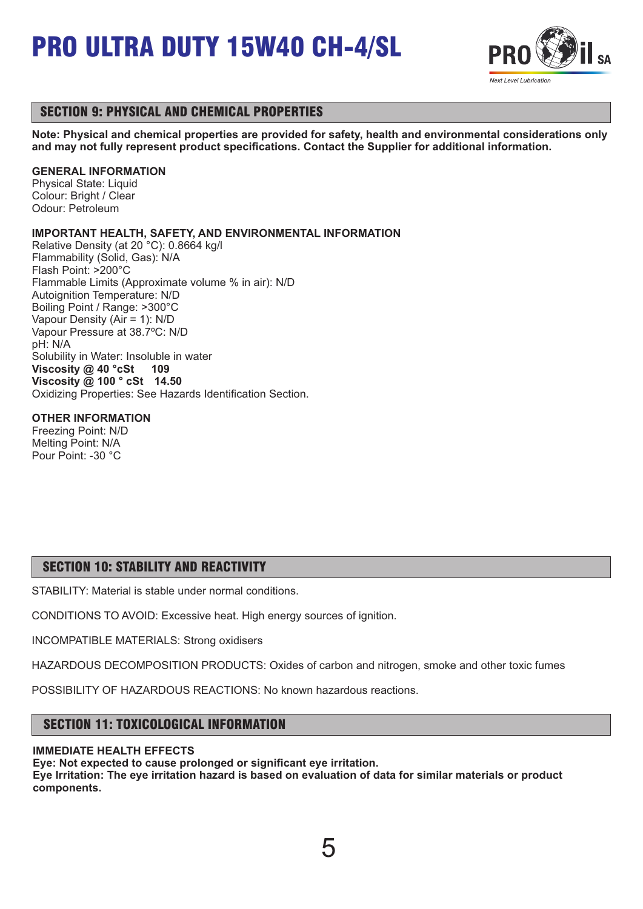# PRO ULTRA DUTY 15W40 CH-4/SL

## SECTION 9: PHYSICAL AND CHEMICAL PROPERTIES

**Note: Physical and chemical properties are provided for safety, health and environmental considerations only and may not fully represent product specifications. Contact the Supplier for additional information.**

**GENERAL INFORMATION**
Physical State: Liquid
Colour: Bright / Clear
Odour: Petroleum

**IMPORTANT HEALTH, SAFETY, AND ENVIRONMENTAL INFORMATION**
Relative Density (at 20 °C): 0.8664 kg/l
Flammability (Solid, Gas): N/A
Flash Point: >200°C
Flammable Limits (Approximate volume % in air): N/D
Autoignition Temperature: N/D
Boiling Point / Range: >300°C
Vapour Density (Air = 1): N/D
Vapour Pressure at 38.7ºC: N/D
pH: N/A
Solubility in Water: Insoluble in water
**Viscosity @ 40 °cSt 109**
**Viscosity @ 100 ° cSt 14.50**
Oxidizing Properties: See Hazards Identification Section.

**OTHER INFORMATION**
Freezing Point: N/D
Melting Point: N/A
Pour Point: -30 °C

## SECTION 10: STABILITY AND REACTIVITY

STABILITY: Material is stable under normal conditions.

CONDITIONS TO AVOID: Excessive heat. High energy sources of ignition.

INCOMPATIBLE MATERIALS: Strong oxidisers

HAZARDOUS DECOMPOSITION PRODUCTS: Oxides of carbon and nitrogen, smoke and other toxic fumes

POSSIBILITY OF HAZARDOUS REACTIONS: No known hazardous reactions.

## SECTION 11: TOXICOLOGICAL INFORMATION

**IMMEDIATE HEALTH EFFECTS**
**Eye: Not expected to cause prolonged or significant eye irritation.**
**Eye Irritation: The eye irritation hazard is based on evaluation of data for similar materials or product components.**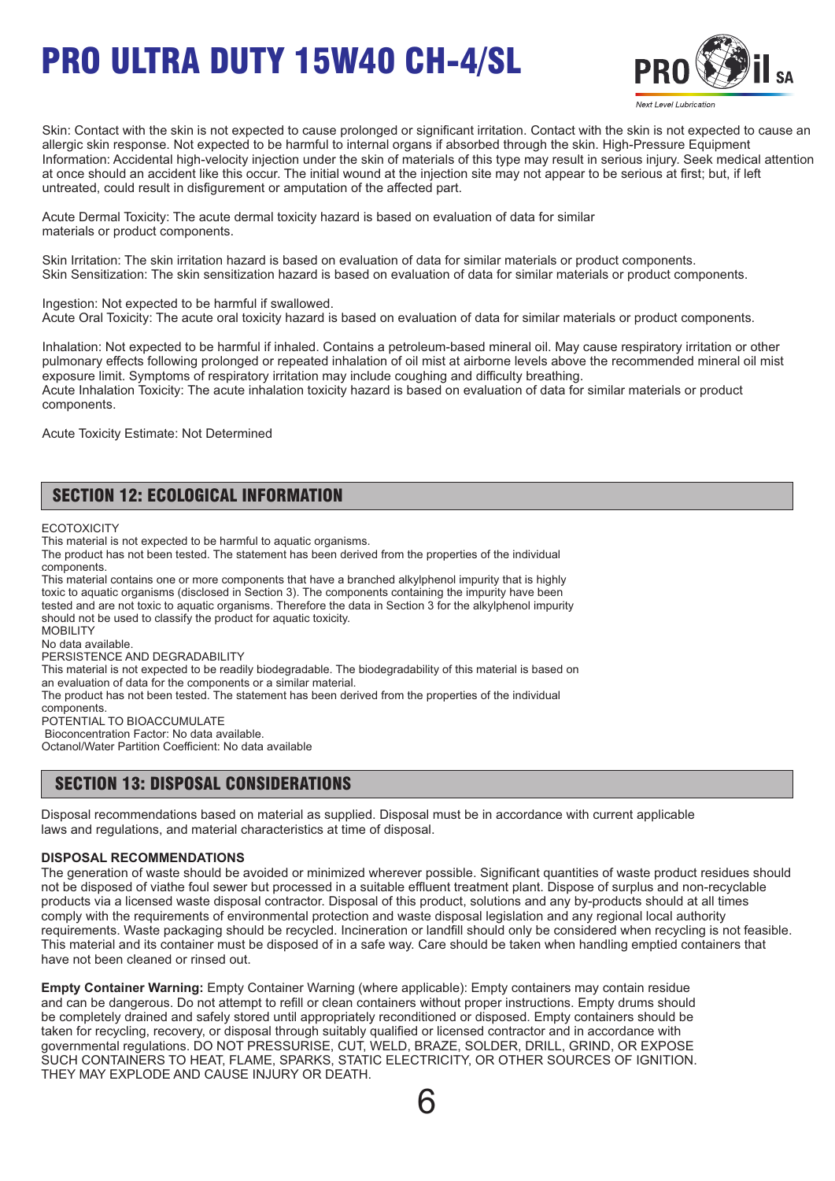Skin: Contact with the skin is not expected to cause prolonged or significant irritation. Contact with the skin is not expected to cause an allergic skin response. Not expected to be harmful to internal organs if absorbed through the skin. High-Pressure Equipment Information: Accidental high-velocity injection under the skin of materials of this type may result in serious injury. Seek medical attention at once should an accident like this occur. The initial wound at the injection site may not appear to be serious at first; but, if left untreated, could result in disfigurement or amputation of the affected part.

Acute Dermal Toxicity: The acute dermal toxicity hazard is based on evaluation of data for similar materials or product components.

Skin Irritation: The skin irritation hazard is based on evaluation of data for similar materials or product components.
Skin Sensitization: The skin sensitization hazard is based on evaluation of data for similar materials or product components.

Ingestion: Not expected to be harmful if swallowed.
Acute Oral Toxicity: The acute oral toxicity hazard is based on evaluation of data for similar materials or product components.

Inhalation: Not expected to be harmful if inhaled. Contains a petroleum-based mineral oil. May cause respiratory irritation or other pulmonary effects following prolonged or repeated inhalation of oil mist at airborne levels above the recommended mineral oil mist exposure limit. Symptoms of respiratory irritation may include coughing and difficulty breathing.
Acute Inhalation Toxicity: The acute inhalation toxicity hazard is based on evaluation of data for similar materials or product components.

Acute Toxicity Estimate: Not Determined

## SECTION 12: ECOLOGICAL INFORMATION

ECOTOXICITY
This material is not expected to be harmful to aquatic organisms.
The product has not been tested. The statement has been derived from the properties of the individual components.
This material contains one or more components that have a branched alkylphenol impurity that is highly toxic to aquatic organisms (disclosed in Section 3). The components containing the impurity have been tested and are not toxic to aquatic organisms. Therefore the data in Section 3 for the alkylphenol impurity should not be used to classify the product for aquatic toxicity.
MOBILITY
No data available.
PERSISTENCE AND DEGRADABILITY
This material is not expected to be readily biodegradable. The biodegradability of this material is based on an evaluation of data for the components or a similar material.
The product has not been tested. The statement has been derived from the properties of the individual components.
POTENTIAL TO BIOACCUMULATE
Bioconcentration Factor: No data available.
Octanol/Water Partition Coefficient: No data available

## SECTION 13: DISPOSAL CONSIDERATIONS

Disposal recommendations based on material as supplied. Disposal must be in accordance with current applicable laws and regulations, and material characteristics at time of disposal.

**DISPOSAL RECOMMENDATIONS**
The generation of waste should be avoided or minimized wherever possible. Significant quantities of waste product residues should not be disposed of viathe foul sewer but processed in a suitable effluent treatment plant. Dispose of surplus and non-recyclable products via a licensed waste disposal contractor. Disposal of this product, solutions and any by-products should at all times comply with the requirements of environmental protection and waste disposal legislation and any regional local authority requirements. Waste packaging should be recycled. Incineration or landfill should only be considered when recycling is not feasible. This material and its container must be disposed of in a safe way. Care should be taken when handling emptied containers that have not been cleaned or rinsed out.

**Empty Container Warning:** Empty Container Warning (where applicable): Empty containers may contain residue and can be dangerous. Do not attempt to refill or clean containers without proper instructions. Empty drums should be completely drained and safely stored until appropriately reconditioned or disposed. Empty containers should be taken for recycling, recovery, or disposal through suitably qualified or licensed contractor and in accordance with governmental regulations. DO NOT PRESSURISE, CUT, WELD, BRAZE, SOLDER, DRILL, GRIND, OR EXPOSE SUCH CONTAINERS TO HEAT, FLAME, SPARKS, STATIC ELECTRICITY, OR OTHER SOURCES OF IGNITION. THEY MAY EXPLODE AND CAUSE INJURY OR DEATH.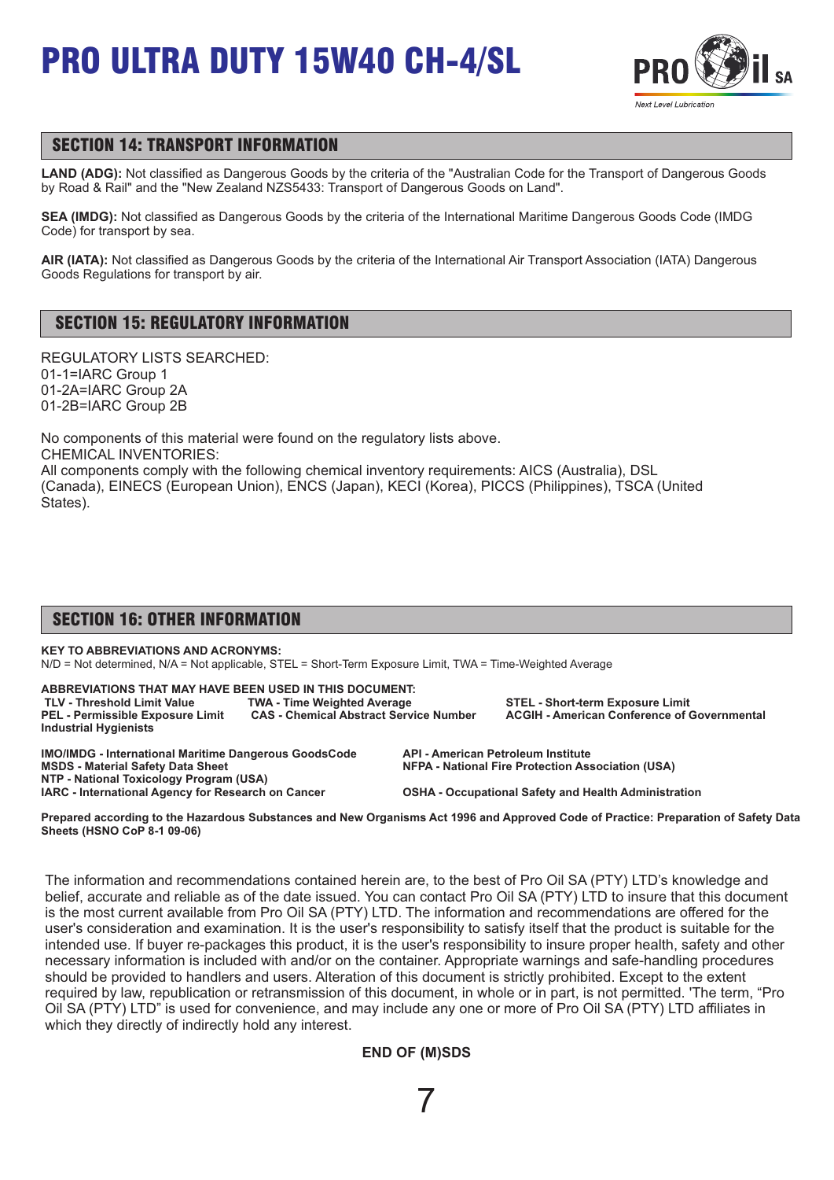# PRO ULTRA DUTY 15W40 CH-4/SL

## SECTION 14: TRANSPORT INFORMATION

**LAND (ADG):** Not classified as Dangerous Goods by the criteria of the "Australian Code for the Transport of Dangerous Goods by Road & Rail" and the "New Zealand NZS5433: Transport of Dangerous Goods on Land".

**SEA (IMDG):** Not classified as Dangerous Goods by the criteria of the International Maritime Dangerous Goods Code (IMDG Code) for transport by sea.

**AIR (IATA):** Not classified as Dangerous Goods by the criteria of the International Air Transport Association (IATA) Dangerous Goods Regulations for transport by air.

## SECTION 15: REGULATORY INFORMATION

REGULATORY LISTS SEARCHED:
01-1=IARC Group 1
01-2A=IARC Group 2A
01-2B=IARC Group 2B

No components of this material were found on the regulatory lists above.
CHEMICAL INVENTORIES:
All components comply with the following chemical inventory requirements: AICS (Australia), DSL (Canada), EINECS (European Union), ENCS (Japan), KECI (Korea), PICCS (Philippines), TSCA (United States).

## SECTION 16: OTHER INFORMATION

**KEY TO ABBREVIATIONS AND ACRONYMS:**
N/D = Not determined, N/A = Not applicable, STEL = Short-Term Exposure Limit, TWA = Time-Weighted Average

**ABBREVIATIONS THAT MAY HAVE BEEN USED IN THIS DOCUMENT:**

**TLV - Threshold Limit Value**
**TWA - Time Weighted Average**
**STEL - Short-term Exposure Limit**
**PEL - Permissible Exposure Limit**
**CAS - Chemical Abstract Service Number**
**ACGIH - American Conference of Governmental Industrial Hygienists**

**IMO/IMDG - International Maritime Dangerous GoodsCode**
**API - American Petroleum Institute**
**MSDS - Material Safety Data Sheet**
**NFPA - National Fire Protection Association (USA)**
**NTP - National Toxicology Program (USA)**
**IARC - International Agency for Research on Cancer**
**OSHA - Occupational Safety and Health Administration**

**Prepared according to the Hazardous Substances and New Organisms Act 1996 and Approved Code of Practice: Preparation of Safety Data Sheets (HSNO CoP 8-1 09-06)**

The information and recommendations contained herein are, to the best of Pro Oil SA (PTY) LTD's knowledge and belief, accurate and reliable as of the date issued. You can contact Pro Oil SA (PTY) LTD to insure that this document is the most current available from Pro Oil SA (PTY) LTD. The information and recommendations are offered for the user's consideration and examination. It is the user's responsibility to satisfy itself that the product is suitable for the intended use. If buyer re-packages this product, it is the user's responsibility to insure proper health, safety and other necessary information is included with and/or on the container. Appropriate warnings and safe-handling procedures should be provided to handlers and users. Alteration of this document is strictly prohibited. Except to the extent required by law, republication or retransmission of this document, in whole or in part, is not permitted. 'The term, "Pro Oil SA (PTY) LTD" is used for convenience, and may include any one or more of Pro Oil SA (PTY) LTD affiliates in which they directly of indirectly hold any interest.

**END OF (M)SDS**